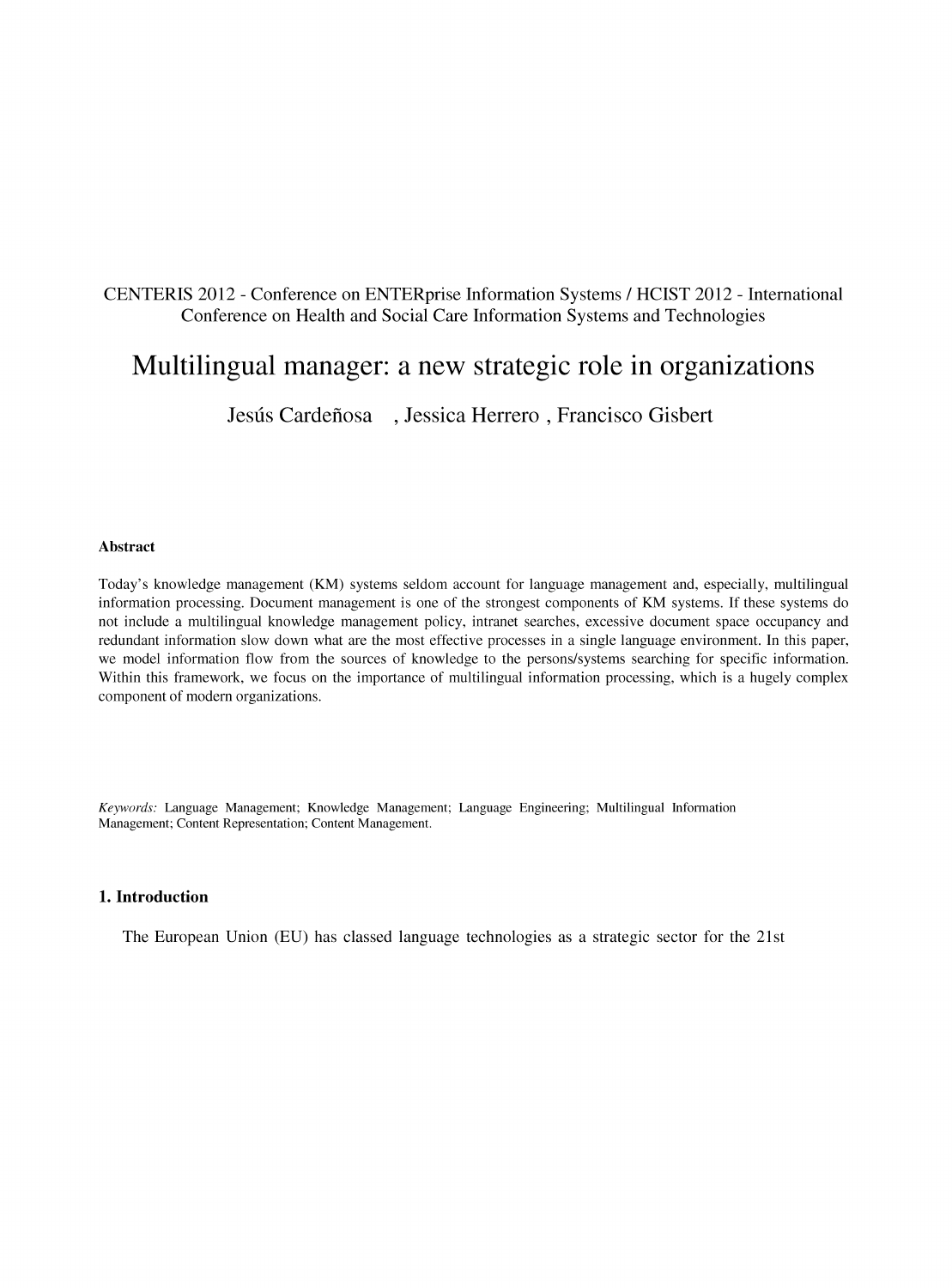CENTERIS 2012 - Conference on ENTERprise Information Systems / HCIST 2012 - International Conference on Health and Social Care Information Systems and Technologies

# Multilingual manager: a new strategic role in organizations

Jesús Cardeñosa , Jessica Herrero , Francisco Gisbert

## Abstract

Today's knowledge management (KM) systems seldom account for language management and, especially, multilingual information processing. Document management is one of the strongest components of KM systems. If these systems do not include a multilingual knowledge management policy, intranet searches, excessive document space occupancy and redundant information slow down what are the most effective processes in a single language environment. In this paper, we model information flow from the sources of knowledge to the persons/systems searching for specific information. Within this framework, we focus on the importance of multilingual information processing, which is a hugely complex component of modern organizations.

*Keywords:* Language Management; Knowledge Management; Language Engineering; Multilingual Information Management; Content Representation; Content Management.

## 1. Introduction

The European Union (EU) has classed language technologies as a strategic sector for the 21st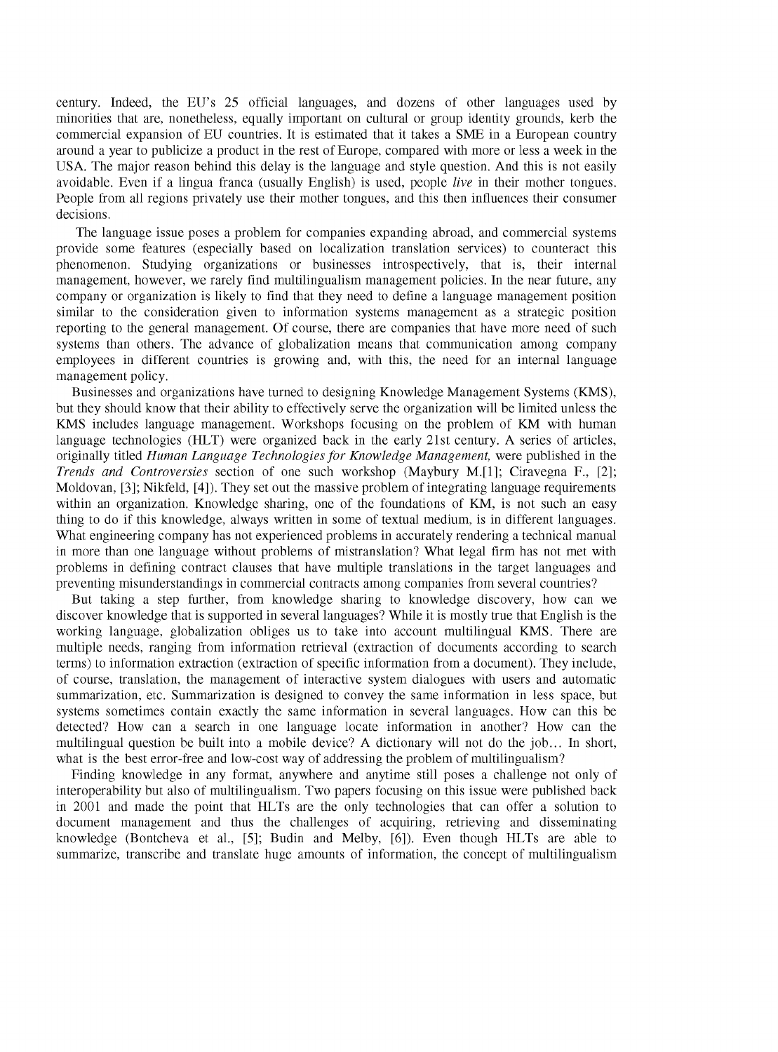century. Indeed, the EU's 25 official languages, and dozens of other languages used by minorities that are, nonetheless, equally important on cultural or group identity grounds, kerb the commercial expansion of EU countries. It is estimated that it takes a SME in a European country around a year to publicize a product in the rest of Europe, compared with more or less a week in the USA. The major reason behind this delay is the language and style question. And this is not easily avoidable. Even if a lingua franca (usually English) is used, people *live* in their mother tongues. People from all regions privately use their mother tongues, and this then influences their consumer decisions.

The language issue poses a problem for companies expanding abroad, and commercial systems provide some features (especially based on localization translation services) to counteract this phenomenon. Studying organizations or businesses introspectively, that is, their internal management, however, we rarely find multilingualism management policies. In the near future, any company or organization is likely to find that they need to define a language management position similar to the consideration given to information systems management as a strategic position reporting to the general management. Of course, there are companies that have more need of such systems than others. The advance of globalization means that communication among company employees in different countries is growing and, with this, the need for an internal language management policy.

Businesses and organizations have turned to designing Knowledge Management Systems (KMS), but they should know that their ability to effectively serve the organization will be limited unless the KMS includes language management. Workshops focusing on the problem of KM with human language technologies (HLT) were organized back in the early 21st century. A series of articles, originally titled *Human Language Technologies for Knowledge Management*, were published in the *Trends and Controversies* section of one such workshop (Maybury M.[1]; Ciravegna F., [2]; Moldovan, [3]; Nikfeld, [4]). They set out the massive problem of integrating language requirements within an organization. Knowledge sharing, one of the foundations of KM, is not such an easy thing to do if this knowledge, always written in some of textual medium, is in different languages. What engineering company has not experienced problems in accurately rendering a technical manual in more than one language without problems of mistranslation? What legal firm has not met with problems in defining contract clauses that have multiple translations in the target languages and preventing misunderstandings in commercial contracts among companies from several countries?

But taking a step further, from knowledge sharing to knowledge discovery, how can we discover knowledge that is supported in several languages? While it is mostly true that English is the working language, globalization obliges us to take into account multilingual KMS. There are multiple needs, ranging from information retrieval (extraction of documents according to search terms) to information extraction (extraction of specific information from a document). They include, of course, translation, the management of interactive system dialogues with users and automatic summarization, etc. Summarization is designed to convey the same information in less space, but systems sometimes contain exactly the same information in several languages. How can this be detected? How can a search in one language locate information in another? How can the multilingual question be built into a mobile device? A dictionary will not do the job… In short, what is the best error-free and low-cost way of addressing the problem of multilingualism?

Finding knowledge in any format, anywhere and anytime still poses a challenge not only of interoperability but also of multilingualism. Two papers focusing on this issue were published back in 2001 and made the point that HLTs are the only technologies that can offer a solution to document management and thus the challenges of acquiring, retrieving and disseminating knowledge (Bontcheva et al., [5]; Budin and Melby, [6]). Even though HLTs are able to summarize, transcribe and translate huge amounts of information, the concept of multilingualism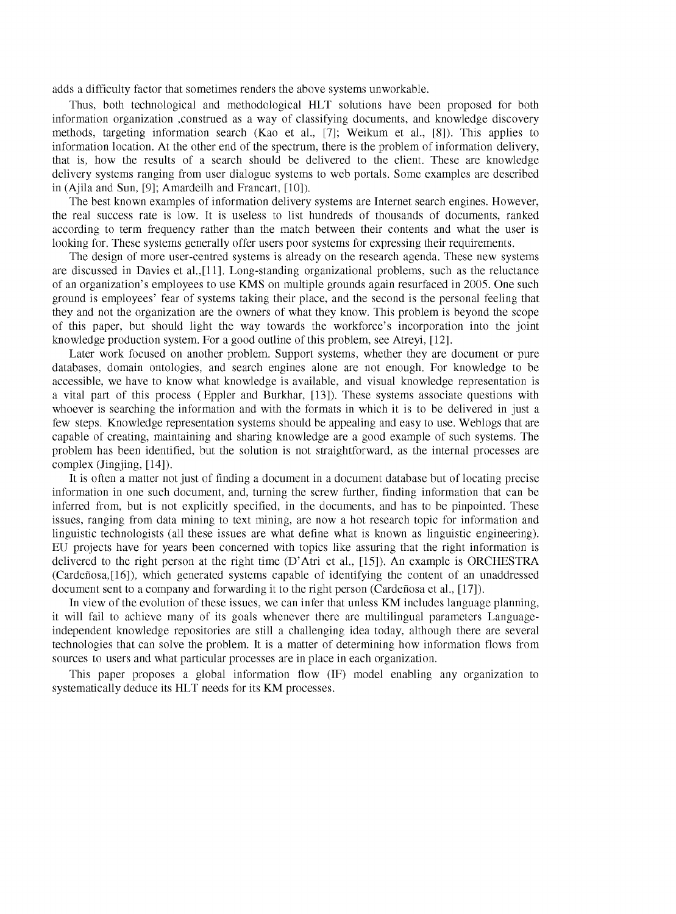adds a difficulty factor that sometimes renders the above systems unworkable.

Thus, both technological and methodological HLT solutions have been proposed for both information organization ,construed as a way of classifying documents, and knowledge discovery methods, targeting information search (Kao et al., [7]; Weikum et al., [8]). This applies to information location. At the other end of the spectrum, there is the problem of information delivery, that is, how the results of a search should be delivered to the client. These are knowledge delivery systems ranging from user dialogue systems to web portals. Some examples are described in (Ajila and Sun, [9]; Amardeilh and Francart, [10]).

The best known examples of information delivery systems are Internet search engines. However, the real success rate is low. It is useless to list hundreds of thousands of documents, ranked according to term frequency rather than the match between their contents and what the user is looking for. These systems generally offer users poor systems for expressing their requirements.

The design of more user-centred systems is already on the research agenda. These new systems are discussed in Davies et al.,[11]. Long-standing organizational problems, such as the reluctance of an organization's employees to use KMS on multiple grounds again resurfaced in 2005. One such ground is employees' fear of systems taking their place, and the second is the personal feeling that they and not the organization are the owners of what they know. This problem is beyond the scope of this paper, but should light the way towards the workforce's incorporation into the joint knowledge production system. For a good outline of this problem, see Atreyi, [12].

Later work focused on another problem. Support systems, whether they are document or pure databases, domain ontologies, and search engines alone are not enough. For knowledge to be accessible, we have to know what knowledge is available, and visual knowledge representation is a vital part of this process ( Eppler and Burkhar, [13]). These systems associate questions with whoever is searching the information and with the formats in which it is to be delivered in just a few steps. Knowledge representation systems should be appealing and easy to use. Weblogs that are capable of creating, maintaining and sharing knowledge are a good example of such systems. The problem has been identified, but the solution is not straightforward, as the internal processes are complex (Jingjing, [14]).

It is often a matter not just of finding a document in a document database but of locating precise information in one such document, and, turning the screw further, finding information that can be inferred from, but is not explicitly specified, in the documents, and has to be pinpointed. These issues, ranging from data mining to text mining, are now a hot research topic for information and linguistic technologists (all these issues are what define what is known as linguistic engineering). EU projects have for years been concerned with topics like assuring that the right information is delivered to the right person at the right time (D'Atri et al., [15]). An example is ORCHESTRA (Cardeñosa,[16]), which generated systems capable of identifying the content of an unaddressed document sent to a company and forwarding it to the right person (Cardeñosa et al., [17]).

In view of the evolution of these issues, we can infer that unless KM includes language planning, it will fail to achieve many of its goals whenever there are multilingual parameters Language-independent knowledge repositories are still a challenging idea today, although there are several technologies that can solve the problem. It is a matter of determining how information flows from sources to users and what particular processes are in place in each organization.

This paper proposes a global information flow (IF) model enabling any organization to systematically deduce its HLT needs for its KM processes.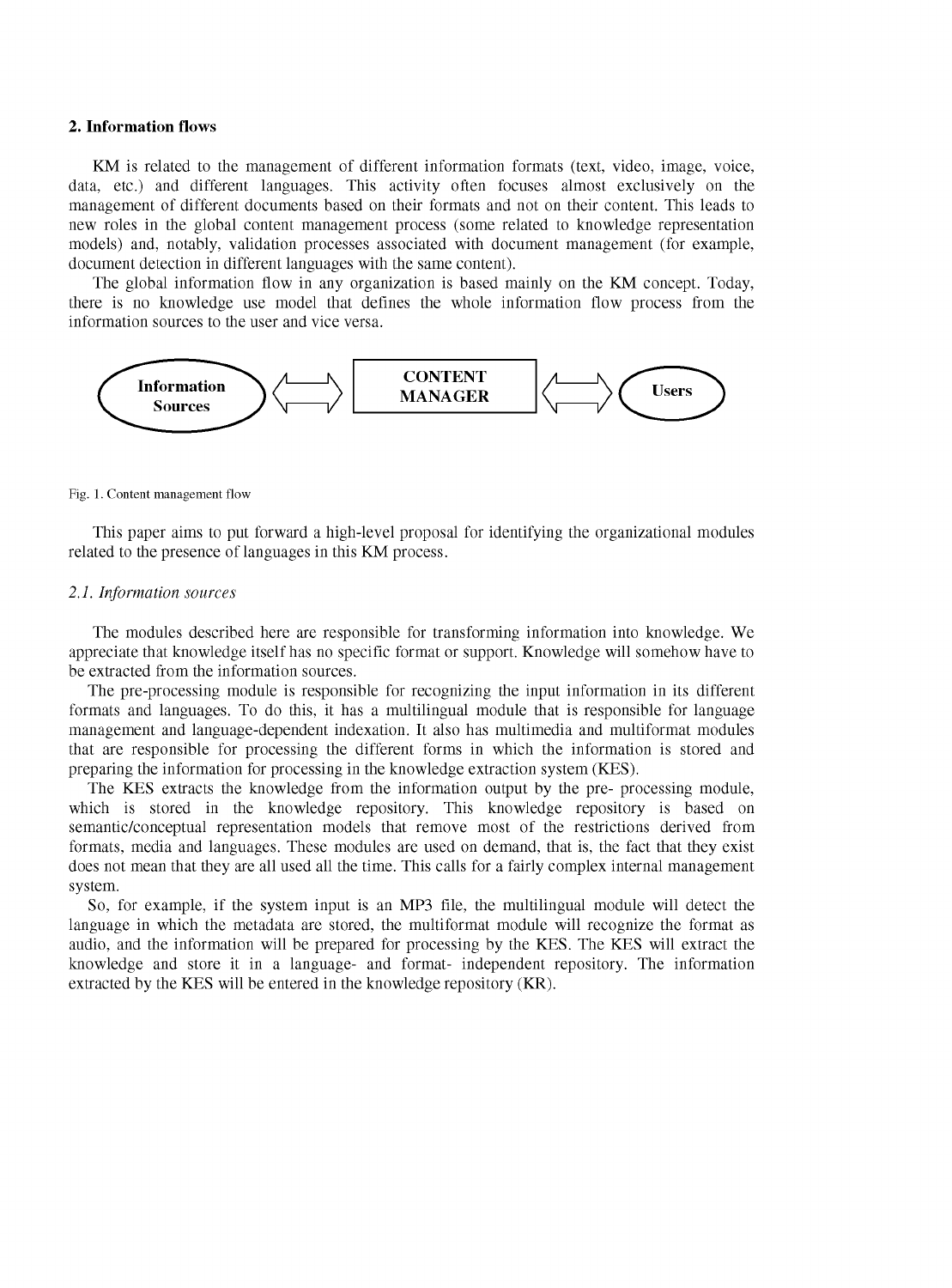## 2. Information flows

KM is related to the management of different information formats (text, video, image, voice, data, etc.) and different languages. This activity often focuses almost exclusively on the management of different documents based on their formats and not on their content. This leads to new roles in the global content management process (some related to knowledge representation models) and, notably, validation processes associated with document management (for example, document detection in different languages with the same content).

The global information flow in any organization is based mainly on the KM concept. Today, there is no knowledge use model that defines the whole information flow process from the information sources to the user and vice versa.

Information Sources ⟺ CONTENT MANAGER ⟺ Users

Fig. 1. Content management flow

This paper aims to put forward a high-level proposal for identifying the organizational modules related to the presence of languages in this KM process.

### *2.1. Information sources*

The modules described here are responsible for transforming information into knowledge. We appreciate that knowledge itself has no specific format or support. Knowledge will somehow have to be extracted from the information sources.

The pre-processing module is responsible for recognizing the input information in its different formats and languages. To do this, it has a multilingual module that is responsible for language management and language-dependent indexation. It also has multimedia and multiformat modules that are responsible for processing the different forms in which the information is stored and preparing the information for processing in the knowledge extraction system (KES).

The KES extracts the knowledge from the information output by the pre- processing module, which is stored in the knowledge repository. This knowledge repository is based on semantic/conceptual representation models that remove most of the restrictions derived from formats, media and languages. These modules are used on demand, that is, the fact that they exist does not mean that they are all used all the time. This calls for a fairly complex internal management system.

So, for example, if the system input is an MP3 file, the multilingual module will detect the language in which the metadata are stored, the multiformat module will recognize the format as audio, and the information will be prepared for processing by the KES. The KES will extract the knowledge and store it in a language- and format- independent repository. The information extracted by the KES will be entered in the knowledge repository (KR).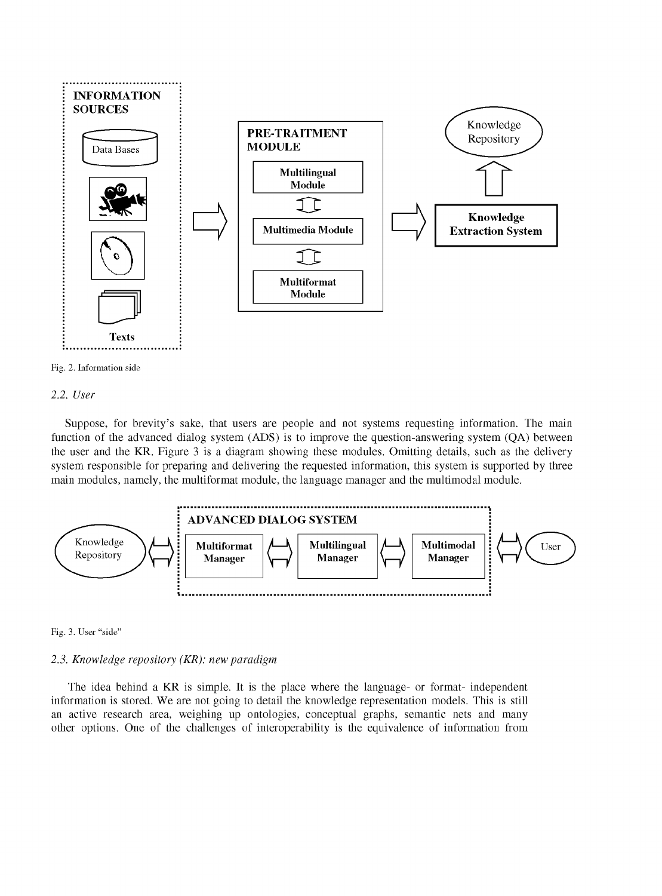Fig. 2. Information side

### 2.2. User

Suppose, for brevity's sake, that users are people and not systems requesting information. The main function of the advanced dialog system (ADS) is to improve the question-answering system (QA) between the user and the KR. Figure 3 is a diagram showing these modules. Omitting details, such as the delivery system responsible for preparing and delivering the requested information, this system is supported by three main modules, namely, the multiformat module, the language manager and the multimodal module.

Fig. 3. User "side"

### 2.3. Knowledge repository (KR): new paradigm

The idea behind a KR is simple. It is the place where the language- or format- independent information is stored. We are not going to detail the knowledge representation models. This is still an active research area, weighing up ontologies, conceptual graphs, semantic nets and many other options. One of the challenges of interoperability is the equivalence of information from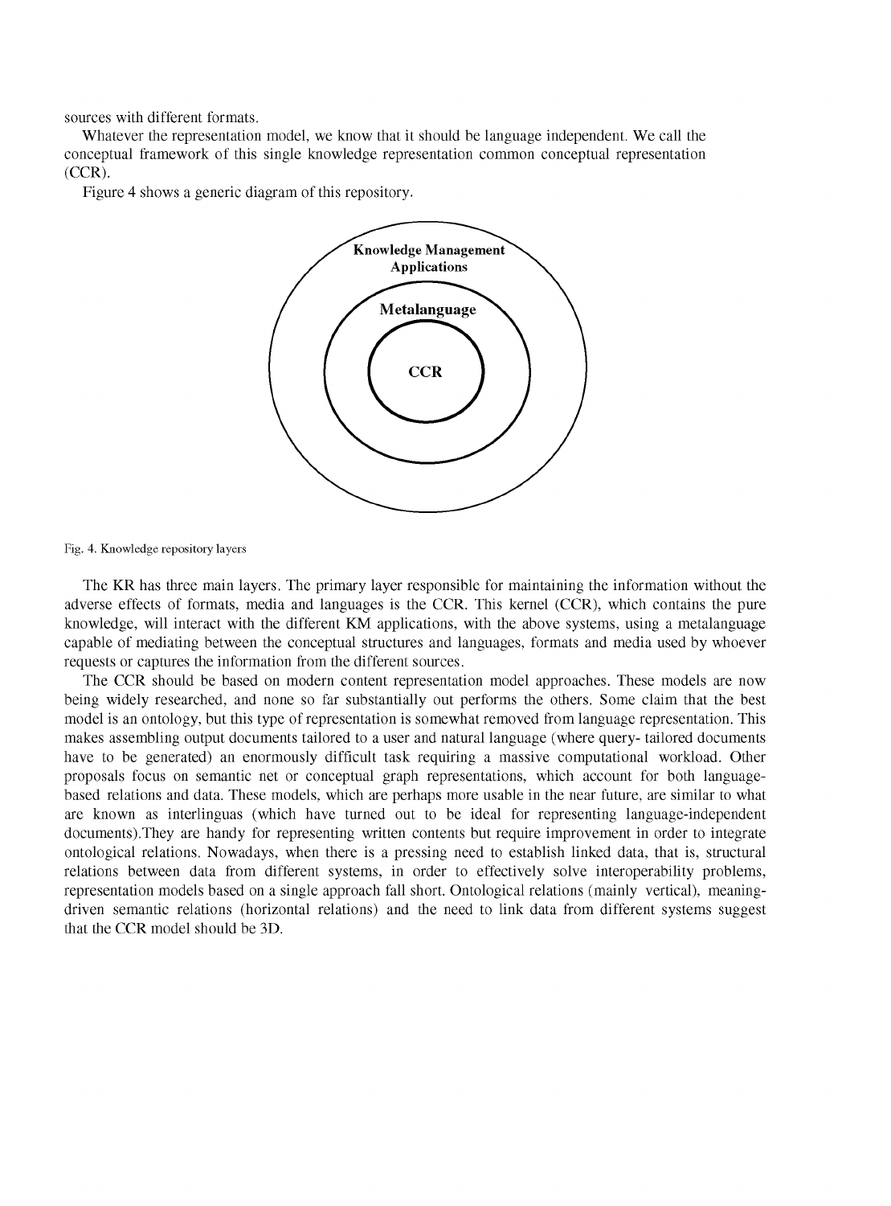sources with different formats.

Whatever the representation model, we know that it should be language independent. We call the conceptual framework of this single knowledge representation common conceptual representation (CCR).

Figure 4 shows a generic diagram of this repository.

Knowledge Management Applications

Metalanguage

CCR

Fig. 4. Knowledge repository layers

The KR has three main layers. The primary layer responsible for maintaining the information without the adverse effects of formats, media and languages is the CCR. This kernel (CCR), which contains the pure knowledge, will interact with the different KM applications, with the above systems, using a metalanguage capable of mediating between the conceptual structures and languages, formats and media used by whoever requests or captures the information from the different sources.

The CCR should be based on modern content representation model approaches. These models are now being widely researched, and none so far substantially out performs the others. Some claim that the best model is an ontology, but this type of representation is somewhat removed from language representation. This makes assembling output documents tailored to a user and natural language (where query- tailored documents have to be generated) an enormously difficult task requiring a massive computational workload. Other proposals focus on semantic net or conceptual graph representations, which account for both language-based relations and data. These models, which are perhaps more usable in the near future, are similar to what are known as interlinguas (which have turned out to be ideal for representing language-independent documents).They are handy for representing written contents but require improvement in order to integrate ontological relations. Nowadays, when there is a pressing need to establish linked data, that is, structural relations between data from different systems, in order to effectively solve interoperability problems, representation models based on a single approach fall short. Ontological relations (mainly vertical), meaning-driven semantic relations (horizontal relations) and the need to link data from different systems suggest that the CCR model should be 3D.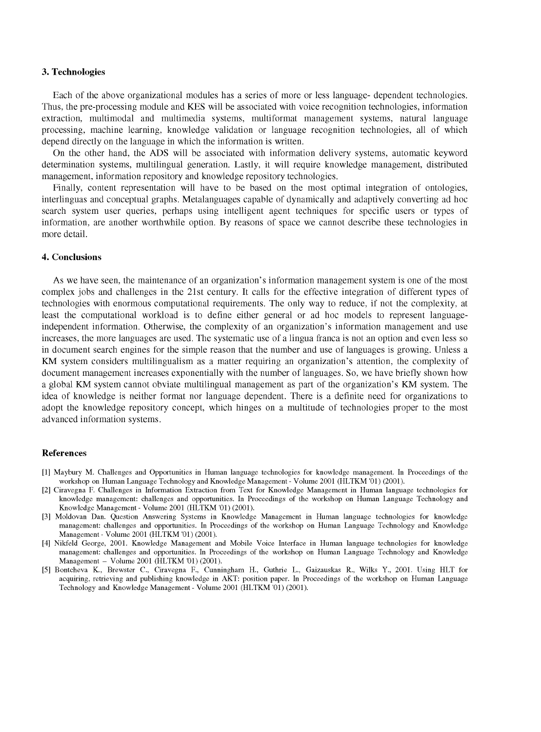## 3. Technologies

Each of the above organizational modules has a series of more or less language- dependent technologies. Thus, the pre-processing module and KES will be associated with voice recognition technologies, information extraction, multimodal and multimedia systems, multiformat management systems, natural language processing, machine learning, knowledge validation or language recognition technologies, all of which depend directly on the language in which the information is written.

On the other hand, the ADS will be associated with information delivery systems, automatic keyword determination systems, multilingual generation. Lastly, it will require knowledge management, distributed management, information repository and knowledge repository technologies.

Finally, content representation will have to be based on the most optimal integration of ontologies, interlinguas and conceptual graphs. Metalanguages capable of dynamically and adaptively converting ad hoc search system user queries, perhaps using intelligent agent techniques for specific users or types of information, are another worthwhile option. By reasons of space we cannot describe these technologies in more detail.

## 4. Conclusions

As we have seen, the maintenance of an organization's information management system is one of the most complex jobs and challenges in the 21st century. It calls for the effective integration of different types of technologies with enormous computational requirements. The only way to reduce, if not the complexity, at least the computational workload is to define either general or ad hoc models to represent language-independent information. Otherwise, the complexity of an organization's information management and use increases, the more languages are used. The systematic use of a lingua franca is not an option and even less so in document search engines for the simple reason that the number and use of languages is growing. Unless a KM system considers multilingualism as a matter requiring an organization's attention, the complexity of document management increases exponentially with the number of languages. So, we have briefly shown how a global KM system cannot obviate multilingual management as part of the organization's KM system. The idea of knowledge is neither format nor language dependent. There is a definite need for organizations to adopt the knowledge repository concept, which hinges on a multitude of technologies proper to the most advanced information systems.

## References

[1] Maybury M. Challenges and Opportunities in Human language technologies for knowledge management. In Proceedings of the workshop on Human Language Technology and Knowledge Management - Volume 2001 (HLTKM '01) (2001).

[2] Ciravegna F. Challenges in Information Extraction from Text for Knowledge Management in Human language technologies for knowledge management: challenges and opportunities. In Proceedings of the workshop on Human Language Technology and Knowledge Management - Volume 2001 (HLTKM '01) (2001).

[3] Moldovan Dan. Question Answering Systems in Knowledge Management in Human language technologies for knowledge management: challenges and opportunities. In Proceedings of the workshop on Human Language Technology and Knowledge Management - Volume 2001 (HLTKM '01) (2001).

[4] Nikfeld George, 2001. Knowledge Management and Mobile Voice Interface in Human language technologies for knowledge management: challenges and opportunities. In Proceedings of the workshop on Human Language Technology and Knowledge Management – Volume 2001 (HLTKM '01) (2001).

[5] Bontcheva K., Brewster C., Ciravegna F., Cunningham H., Guthrie L., Gaizauskas R., Wilks Y., 2001. Using HLT for acquiring, retrieving and publishing knowledge in AKT: position paper. In Proceedings of the workshop on Human Language Technology and Knowledge Management - Volume 2001 (HLTKM '01) (2001).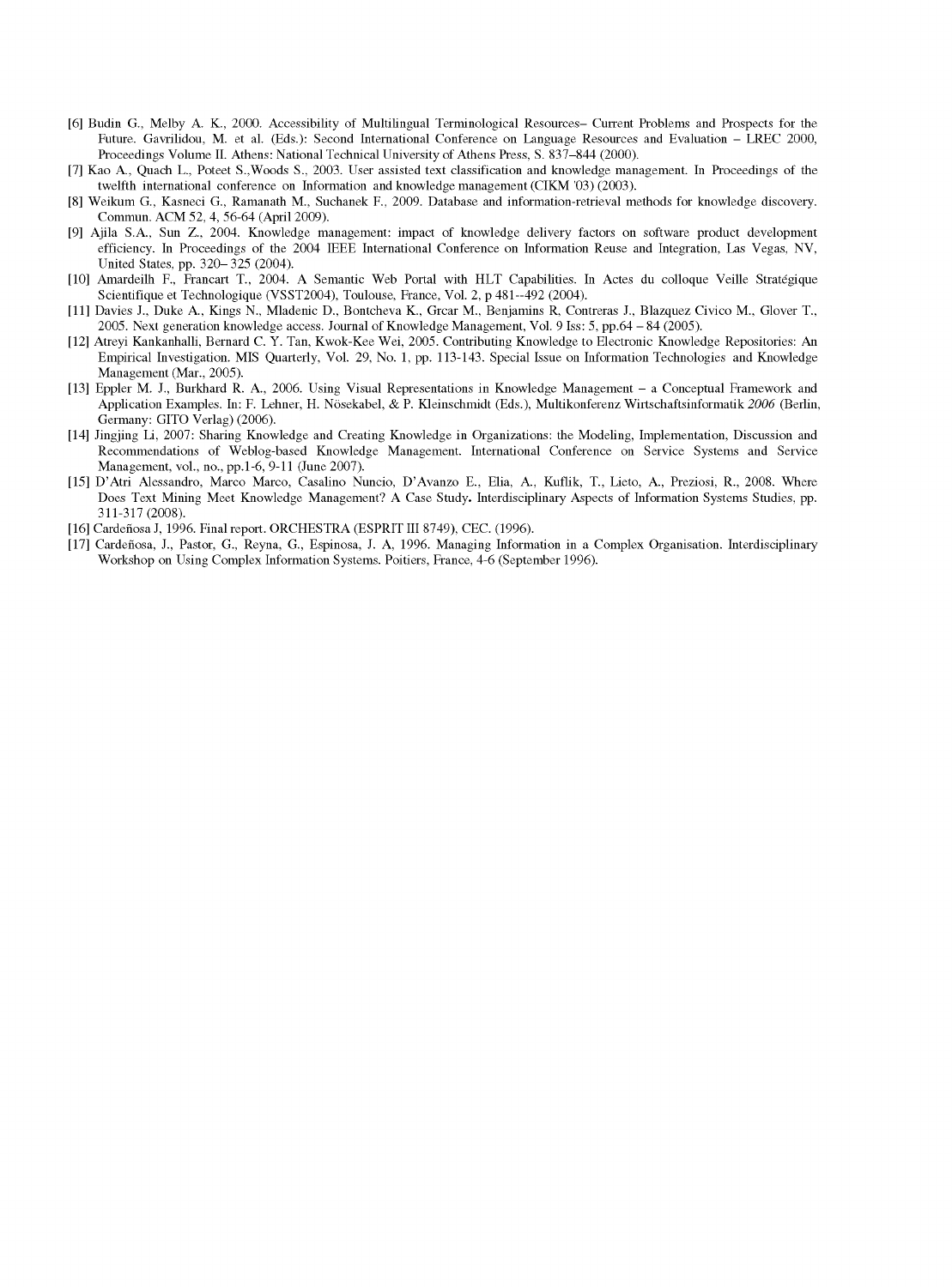[6] Budin G., Melby A. K., 2000. Accessibility of Multilingual Terminological Resources– Current Problems and Prospects for the Future. Gavrilidou, M. et al. (Eds.): Second International Conference on Language Resources and Evaluation – LREC 2000, Proceedings Volume II. Athens: National Technical University of Athens Press, S. 837–844 (2000).

[7] Kao A., Quach L., Poteet S.,Woods S., 2003. User assisted text classification and knowledge management. In Proceedings of the twelfth international conference on Information and knowledge management (CIKM '03) (2003).

[8] Weikum G., Kasneci G., Ramanath M., Suchanek F., 2009. Database and information-retrieval methods for knowledge discovery. Commun. ACM 52, 4, 56-64 (April 2009).

[9] Ajila S.A., Sun Z., 2004. Knowledge management: impact of knowledge delivery factors on software product development efficiency. In Proceedings of the 2004 IEEE International Conference on Information Reuse and Integration, Las Vegas, NV, United States, pp. 320– 325 (2004).

[10] Amardeilh F., Francart T., 2004. A Semantic Web Portal with HLT Capabilities. In Actes du colloque Veille Stratégique Scientifique et Technologique (VSST2004), Toulouse, France, Vol. 2, p 481--492 (2004).

[11] Davies J., Duke A., Kings N., Mladenic D., Bontcheva K., Grcar M., Benjamins R, Contreras J., Blazquez Civico M., Glover T., 2005. Next generation knowledge access. Journal of Knowledge Management, Vol. 9 Iss: 5, pp.64 – 84 (2005).

[12] Atreyi Kankanhalli, Bernard C. Y. Tan, Kwok-Kee Wei, 2005. Contributing Knowledge to Electronic Knowledge Repositories: An Empirical Investigation. MIS Quarterly, Vol. 29, No. 1, pp. 113-143. Special Issue on Information Technologies and Knowledge Management (Mar., 2005).

[13] Eppler M. J., Burkhard R. A., 2006. Using Visual Representations in Knowledge Management – a Conceptual Framework and Application Examples. In: F. Lehner, H. Nösekabel, & P. Kleinschmidt (Eds.), Multikonferenz Wirtschaftsinformatik *2006* (Berlin, Germany: GITO Verlag) (2006).

[14] Jingjing Li, 2007: Sharing Knowledge and Creating Knowledge in Organizations: the Modeling, Implementation, Discussion and Recommendations of Weblog-based Knowledge Management. International Conference on Service Systems and Service Management, vol., no., pp.1-6, 9-11 (June 2007).

[15] D'Atri Alessandro, Marco Marco, Casalino Nuncio, D'Avanzo E., Elia, A., Kuflik, T., Lieto, A., Preziosi, R., 2008. Where Does Text Mining Meet Knowledge Management? A Case Study**.** Interdisciplinary Aspects of Information Systems Studies, pp. 311-317 (2008).

[16] Cardeñosa J, 1996. Final report. ORCHESTRA (ESPRIT III 8749), CEC. (1996).

[17] Cardeñosa, J., Pastor, G., Reyna, G., Espinosa, J. A, 1996. Managing Information in a Complex Organisation. Interdisciplinary Workshop on Using Complex Information Systems. Poitiers, France, 4-6 (September 1996).